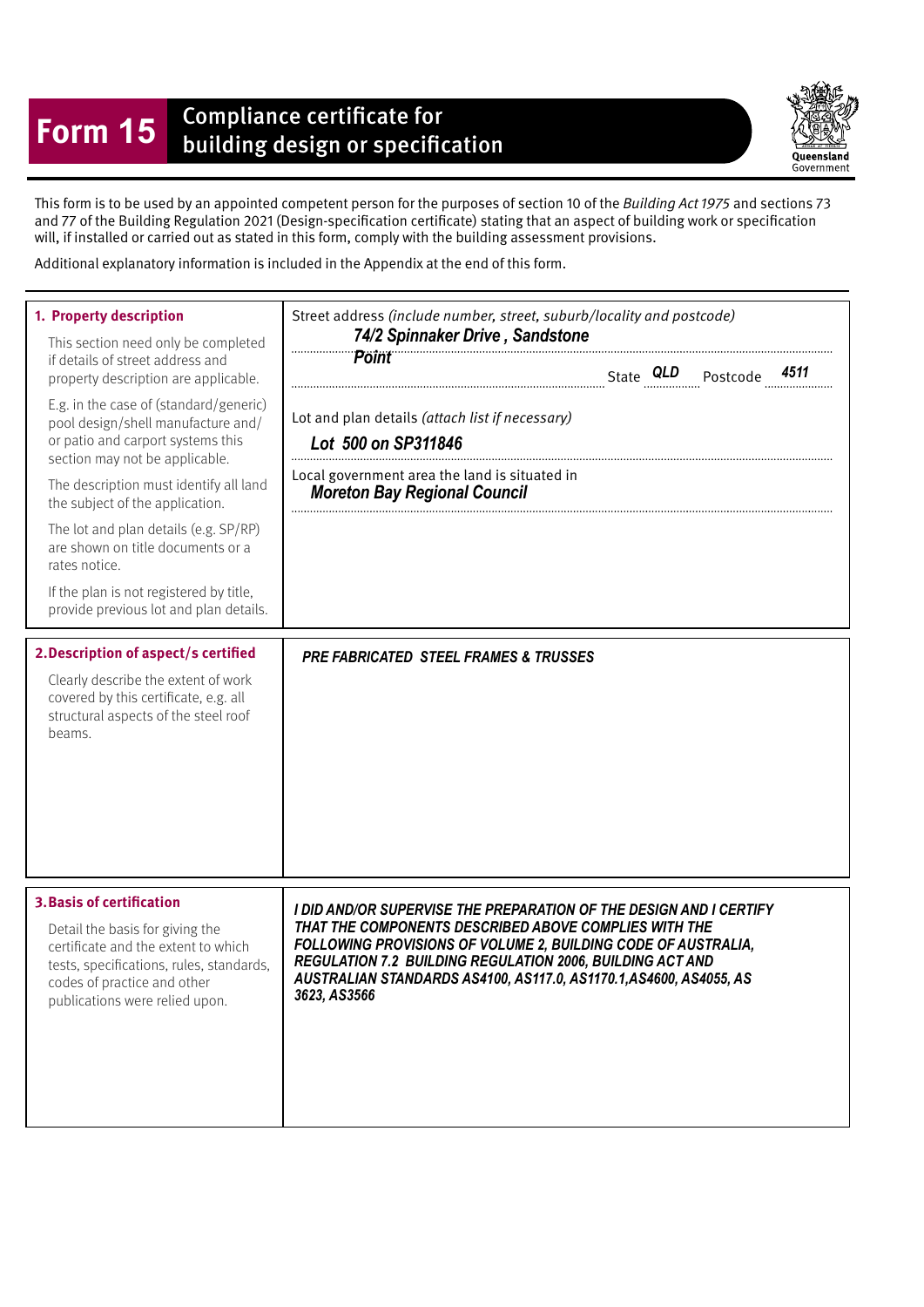# Form 15 Compliance certificate for building design or specification

Queensland Government

This form is to be used by an appointed competent person for the purposes of section 10 of the *Building Act 1975* and sections 73 and 77 of the Building Regulation 2021 (Design-specification certificate) stating that an aspect of building work or specification will, if installed or carried out as stated in this form, comply with the building assessment provisions.

Additional explanatory information is included in the Appendix at the end of this form.

| | |
|---|---|
| **1. Property description**<br><br>This section need only be completed if details of street address and property description are applicable.<br><br>E.g. in the case of (standard/generic) pool design/shell manufacture and/or patio and carport systems this section may not be applicable.<br><br>The description must identify all land the subject of the application.<br><br>The lot and plan details (e.g. SP/RP) are shown on title documents or a rates notice.<br><br>If the plan is not registered by title, provide previous lot and plan details. | Street address *(include number, street, suburb/locality and postcode)*<br>***74/2 Spinnaker Drive , Sandstone Point***<br>State ***QLD*** Postcode ***4511***<br><br>Lot and plan details *(attach list if necessary)*<br>***Lot 500 on SP311846***<br><br>Local government area the land is situated in<br>***Moreton Bay Regional Council*** |
| **2. Description of aspect/s certified**<br><br>Clearly describe the extent of work covered by this certificate, e.g. all structural aspects of the steel roof beams. | ***PRE FABRICATED STEEL FRAMES & TRUSSES*** |
| **3. Basis of certification**<br><br>Detail the basis for giving the certificate and the extent to which tests, specifications, rules, standards, codes of practice and other publications were relied upon. | ***I DID AND/OR SUPERVISE THE PREPARATION OF THE DESIGN AND I CERTIFY THAT THE COMPONENTS DESCRIBED ABOVE COMPLIES WITH THE FOLLOWING PROVISIONS OF VOLUME 2, BUILDING CODE OF AUSTRALIA, REGULATION 7.2 BUILDING REGULATION 2006, BUILDING ACT AND AUSTRALIAN STANDARDS AS4100, AS117.0, AS1170.1,AS4600, AS4055, AS 3623, AS3566*** |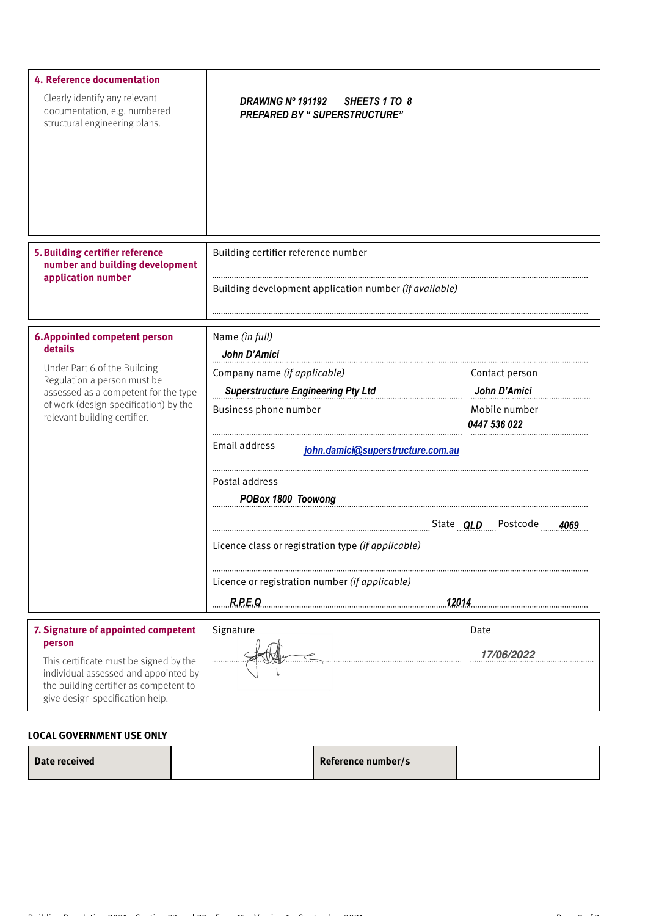| | |
|---|---|
| **4. Reference documentation**<br>Clearly identify any relevant documentation, e.g. numbered structural engineering plans. | ***DRAWING Nº 191192 SHEETS 1 TO 8***<br>***PREPARED BY " SUPERSTRUCTURE"*** |

| | |
|---|---|
| **5. Building certifier reference number and building development application number** | Building certifier reference number<br><br>Building development application number *(if available)* |

| | | |
|---|---|---|
| **6. Appointed competent person details**<br>Under Part 6 of the Building Regulation a person must be assessed as a competent for the type of work (design-specification) by the relevant building certifier. | Name *(in full)*<br>***John D'Amici*** | |
| | Company name *(if applicable)*<br>***Superstructure Engineering Pty Ltd*** | Contact person<br>***John D'Amici*** |
| | Business phone number | Mobile number<br>***0447 536 022*** |
| | Email address ***john.damici@superstructure.com.au*** | |
| | Postal address<br>***POBox 1800 Toowong*** | |
| | State ***QLD*** Postcode ***4069*** | |
| | Licence class or registration type *(if applicable)* | |
| | Licence or registration number *(if applicable)*<br>***R.P.E.Q*** ***12014*** | |

| | | |
|---|---|---|
| **7. Signature of appointed competent person**<br>This certificate must be signed by the individual assessed and appointed by the building certifier as competent to give design-specification help. | Signature<br>[signature] | Date<br>***17/06/2022*** |

**LOCAL GOVERNMENT USE ONLY**

| | | | |
|---|---|---|---|
| **Date received** | | **Reference number/s** | |